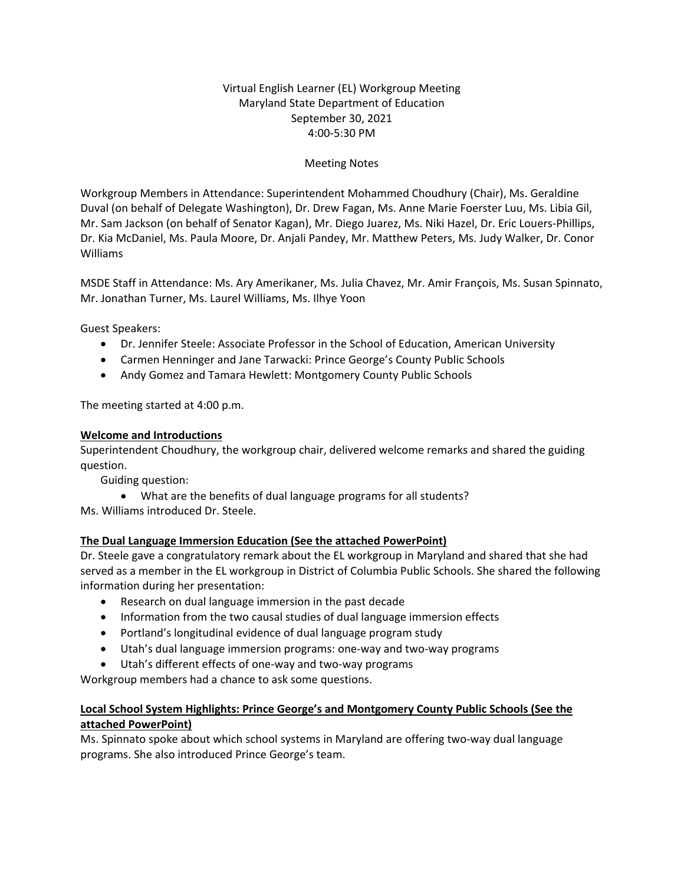Virtual English Learner (EL) Workgroup Meeting
Maryland State Department of Education
September 30, 2021
4:00-5:30 PM

Meeting Notes

Workgroup Members in Attendance: Superintendent Mohammed Choudhury (Chair), Ms. Geraldine Duval (on behalf of Delegate Washington), Dr. Drew Fagan, Ms. Anne Marie Foerster Luu, Ms. Libia Gil, Mr. Sam Jackson (on behalf of Senator Kagan), Mr. Diego Juarez, Ms. Niki Hazel, Dr. Eric Louers-Phillips, Dr. Kia McDaniel, Ms. Paula Moore, Dr. Anjali Pandey, Mr. Matthew Peters, Ms. Judy Walker, Dr. Conor Williams

MSDE Staff in Attendance: Ms. Ary Amerikaner, Ms. Julia Chavez, Mr. Amir François, Ms. Susan Spinnato, Mr. Jonathan Turner, Ms. Laurel Williams, Ms. Ilhye Yoon

Guest Speakers:

- Dr. Jennifer Steele: Associate Professor in the School of Education, American University
- Carmen Henninger and Jane Tarwacki: Prince George's County Public Schools
- Andy Gomez and Tamara Hewlett: Montgomery County Public Schools

The meeting started at 4:00 p.m.

**Welcome and Introductions**

Superintendent Choudhury, the workgroup chair, delivered welcome remarks and shared the guiding question.

Guiding question:

- What are the benefits of dual language programs for all students?

Ms. Williams introduced Dr. Steele.

**The Dual Language Immersion Education (See the attached PowerPoint)**

Dr. Steele gave a congratulatory remark about the EL workgroup in Maryland and shared that she had served as a member in the EL workgroup in District of Columbia Public Schools. She shared the following information during her presentation:

- Research on dual language immersion in the past decade
- Information from the two causal studies of dual language immersion effects
- Portland's longitudinal evidence of dual language program study
- Utah's dual language immersion programs: one-way and two-way programs
- Utah's different effects of one-way and two-way programs

Workgroup members had a chance to ask some questions.

**Local School System Highlights: Prince George's and Montgomery County Public Schools (See the attached PowerPoint)**

Ms. Spinnato spoke about which school systems in Maryland are offering two-way dual language programs. She also introduced Prince George's team.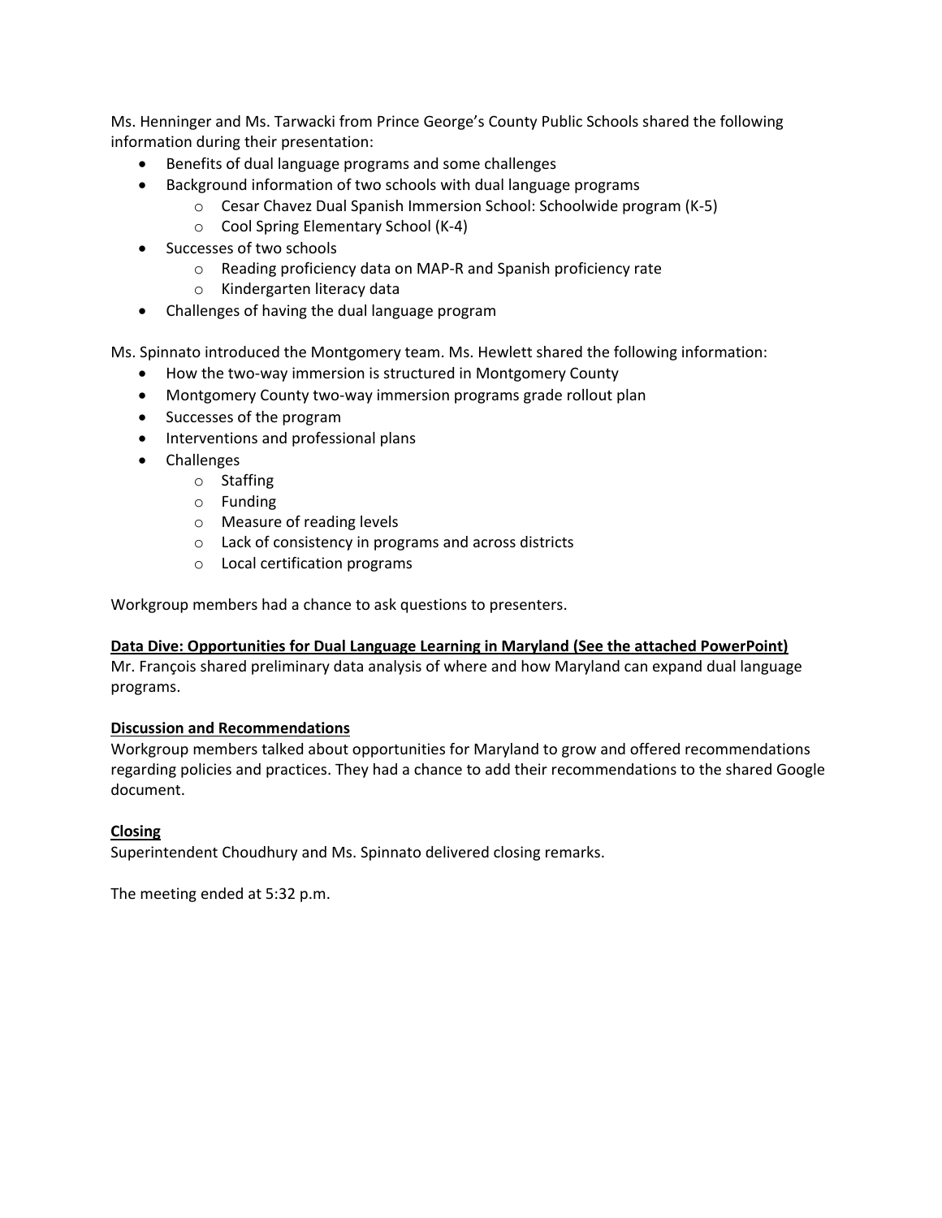Ms. Henninger and Ms. Tarwacki from Prince George's County Public Schools shared the following information during their presentation:

- Benefits of dual language programs and some challenges
- Background information of two schools with dual language programs
  - Cesar Chavez Dual Spanish Immersion School: Schoolwide program (K-5)
  - Cool Spring Elementary School (K-4)
- Successes of two schools
  - Reading proficiency data on MAP-R and Spanish proficiency rate
  - Kindergarten literacy data
- Challenges of having the dual language program

Ms. Spinnato introduced the Montgomery team. Ms. Hewlett shared the following information:

- How the two-way immersion is structured in Montgomery County
- Montgomery County two-way immersion programs grade rollout plan
- Successes of the program
- Interventions and professional plans
- Challenges
  - Staffing
  - Funding
  - Measure of reading levels
  - Lack of consistency in programs and across districts
  - Local certification programs

Workgroup members had a chance to ask questions to presenters.

**<u>Data Dive: Opportunities for Dual Language Learning in Maryland (See the attached PowerPoint)</u>**

Mr. François shared preliminary data analysis of where and how Maryland can expand dual language programs.

**<u>Discussion and Recommendations</u>**

Workgroup members talked about opportunities for Maryland to grow and offered recommendations regarding policies and practices. They had a chance to add their recommendations to the shared Google document.

**<u>Closing</u>**

Superintendent Choudhury and Ms. Spinnato delivered closing remarks.

The meeting ended at 5:32 p.m.